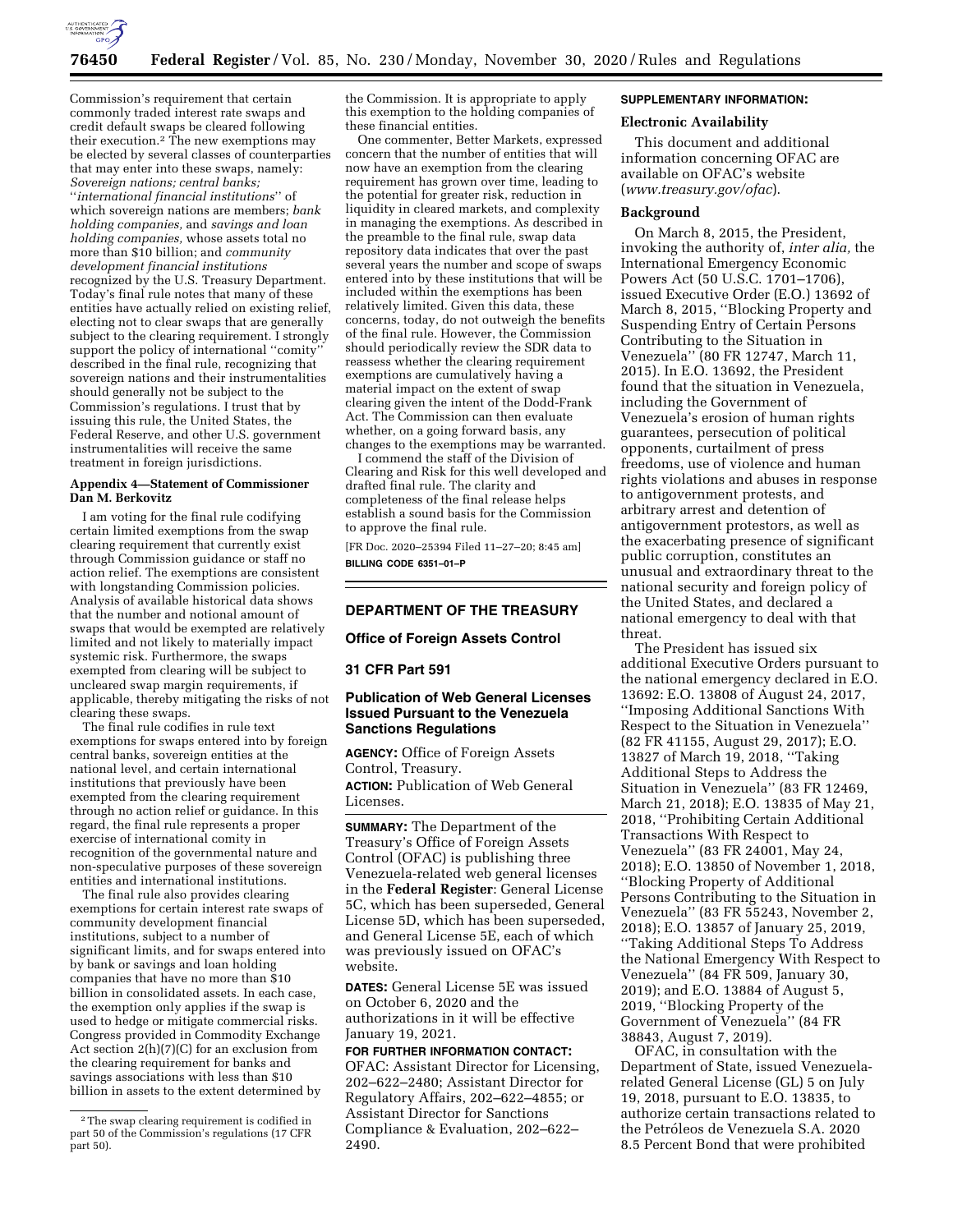Commission's requirement that certain commonly traded interest rate swaps and credit default swaps be cleared following their execution.[2] The new exemptions may be elected by several classes of counterparties that may enter into these swaps, namely: *Sovereign nations; central banks;* ''*international financial institutions*'' of which sovereign nations are members; *bank holding companies,* and *savings and loan holding companies,* whose assets total no more than $10 billion; and *community development financial institutions* recognized by the U.S. Treasury Department. Today's final rule notes that many of these entities have actually relied on existing relief, electing not to clear swaps that are generally subject to the clearing requirement. I strongly support the policy of international ''comity'' described in the final rule, recognizing that sovereign nations and their instrumentalities should generally not be subject to the Commission's regulations. I trust that by issuing this rule, the United States, the Federal Reserve, and other U.S. government instrumentalities will receive the same treatment in foreign jurisdictions.

#### Appendix 4—Statement of Commissioner Dan M. Berkovitz

I am voting for the final rule codifying certain limited exemptions from the swap clearing requirement that currently exist through Commission guidance or staff no action relief. The exemptions are consistent with longstanding Commission policies. Analysis of available historical data shows that the number and notional amount of swaps that would be exempted are relatively limited and not likely to materially impact systemic risk. Furthermore, the swaps exempted from clearing will be subject to uncleared swap margin requirements, if applicable, thereby mitigating the risks of not clearing these swaps.

The final rule codifies in rule text exemptions for swaps entered into by foreign central banks, sovereign entities at the national level, and certain international institutions that previously have been exempted from the clearing requirement through no action relief or guidance. In this regard, the final rule represents a proper exercise of international comity in recognition of the governmental nature and non-speculative purposes of these sovereign entities and international institutions.

The final rule also provides clearing exemptions for certain interest rate swaps of community development financial institutions, subject to a number of significant limits, and for swaps entered into by bank or savings and loan holding companies that have no more than $10 billion in consolidated assets. In each case, the exemption only applies if the swap is used to hedge or mitigate commercial risks. Congress provided in Commodity Exchange Act section 2(h)(7)(C) for an exclusion from the clearing requirement for banks and savings associations with less than $10 billion in assets to the extent determined by the Commission. It is appropriate to apply this exemption to the holding companies of these financial entities.

One commenter, Better Markets, expressed concern that the number of entities that will now have an exemption from the clearing requirement has grown over time, leading to the potential for greater risk, reduction in liquidity in cleared markets, and complexity in managing the exemptions. As described in the preamble to the final rule, swap data repository data indicates that over the past several years the number and scope of swaps entered into by these institutions that will be included within the exemptions has been relatively limited. Given this data, these concerns, today, do not outweigh the benefits of the final rule. However, the Commission should periodically review the SDR data to reassess whether the clearing requirement exemptions are cumulatively having a material impact on the extent of swap clearing given the intent of the Dodd-Frank Act. The Commission can then evaluate whether, on a going forward basis, any changes to the exemptions may be warranted.

I commend the staff of the Division of Clearing and Risk for this well developed and drafted final rule. The clarity and completeness of the final release helps establish a sound basis for the Commission to approve the final rule.

[FR Doc. 2020–25394 Filed 11–27–20; 8:45 am]

**BILLING CODE 6351–01–P**

---

[2] The swap clearing requirement is codified in part 50 of the Commission's regulations (17 CFR part 50).

## DEPARTMENT OF THE TREASURY

### Office of Foreign Assets Control

### 31 CFR Part 591

### Publication of Web General Licenses Issued Pursuant to the Venezuela Sanctions Regulations

**AGENCY:** Office of Foreign Assets Control, Treasury.

**ACTION:** Publication of Web General Licenses.

**SUMMARY:** The Department of the Treasury's Office of Foreign Assets Control (OFAC) is publishing three Venezuela-related web general licenses in the **Federal Register**: General License 5C, which has been superseded, General License 5D, which has been superseded, and General License 5E, each of which was previously issued on OFAC's website.

**DATES:** General License 5E was issued on October 6, 2020 and the authorizations in it will be effective January 19, 2021.

**FOR FURTHER INFORMATION CONTACT:** OFAC: Assistant Director for Licensing, 202–622–2480; Assistant Director for Regulatory Affairs, 202–622–4855; or Assistant Director for Sanctions Compliance & Evaluation, 202–622–2490.

**SUPPLEMENTARY INFORMATION:**

#### Electronic Availability

This document and additional information concerning OFAC are available on OFAC's website (*www.treasury.gov/ofac*).

#### Background

On March 8, 2015, the President, invoking the authority of, *inter alia,* the International Emergency Economic Powers Act (50 U.S.C. 1701–1706), issued Executive Order (E.O.) 13692 of March 8, 2015, ''Blocking Property and Suspending Entry of Certain Persons Contributing to the Situation in Venezuela'' (80 FR 12747, March 11, 2015). In E.O. 13692, the President found that the situation in Venezuela, including the Government of Venezuela's erosion of human rights guarantees, persecution of political opponents, curtailment of press freedoms, use of violence and human rights violations and abuses in response to antigovernment protests, and arbitrary arrest and detention of antigovernment protestors, as well as the exacerbating presence of significant public corruption, constitutes an unusual and extraordinary threat to the national security and foreign policy of the United States, and declared a national emergency to deal with that threat.

The President has issued six additional Executive Orders pursuant to the national emergency declared in E.O. 13692: E.O. 13808 of August 24, 2017, ''Imposing Additional Sanctions With Respect to the Situation in Venezuela'' (82 FR 41155, August 29, 2017); E.O. 13827 of March 19, 2018, ''Taking Additional Steps to Address the Situation in Venezuela'' (83 FR 12469, March 21, 2018); E.O. 13835 of May 21, 2018, ''Prohibiting Certain Additional Transactions With Respect to Venezuela'' (83 FR 24001, May 24, 2018); E.O. 13850 of November 1, 2018, ''Blocking Property of Additional Persons Contributing to the Situation in Venezuela'' (83 FR 55243, November 2, 2018); E.O. 13857 of January 25, 2019, ''Taking Additional Steps To Address the National Emergency With Respect to Venezuela'' (84 FR 509, January 30, 2019); and E.O. 13884 of August 5, 2019, ''Blocking Property of the Government of Venezuela'' (84 FR 38843, August 7, 2019).

OFAC, in consultation with the Department of State, issued Venezuela-related General License (GL) 5 on July 19, 2018, pursuant to E.O. 13835, to authorize certain transactions related to the Petróleos de Venezuela S.A. 2020 8.5 Percent Bond that were prohibited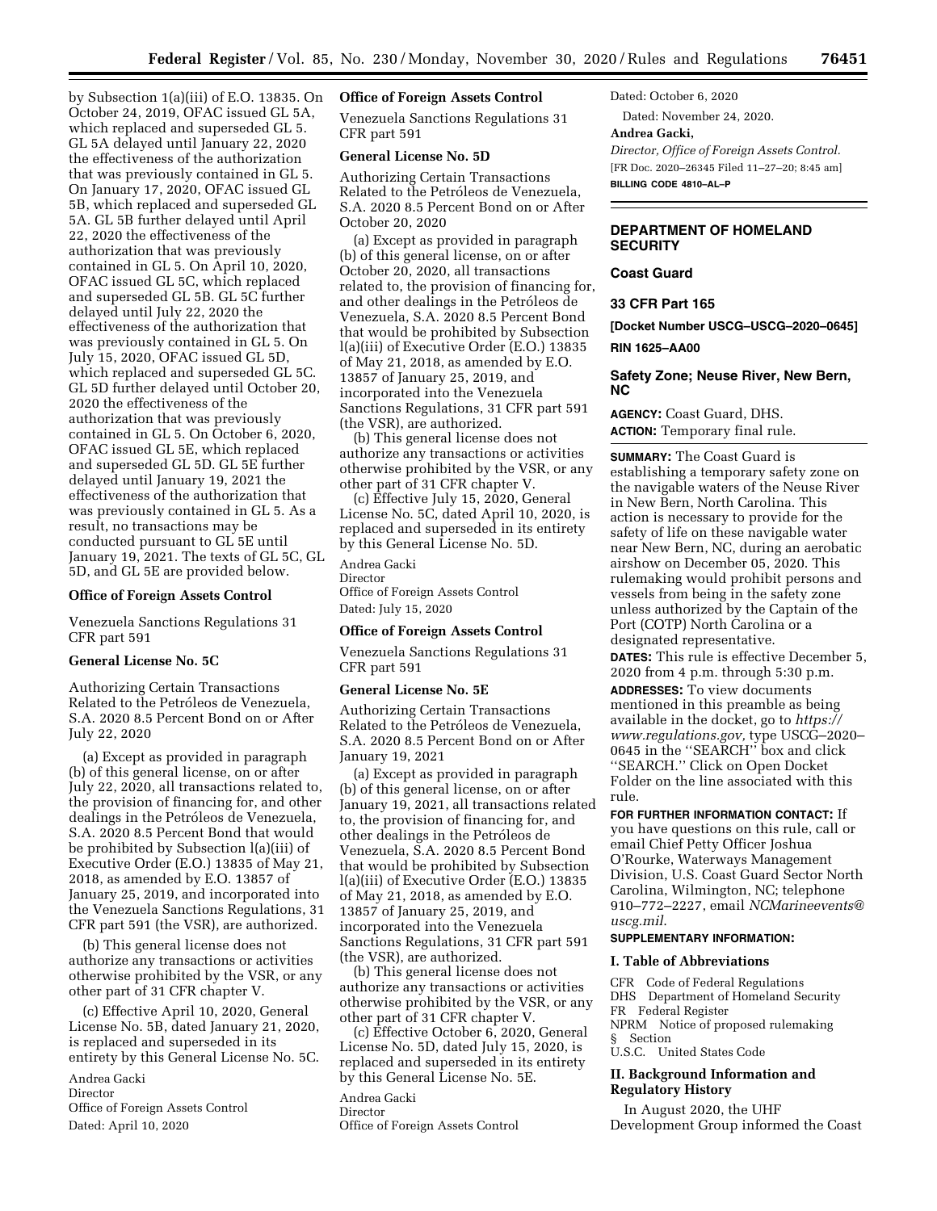by Subsection 1(a)(iii) of E.O. 13835. On October 24, 2019, OFAC issued GL 5A, which replaced and superseded GL 5. GL 5A delayed until January 22, 2020 the effectiveness of the authorization that was previously contained in GL 5. On January 17, 2020, OFAC issued GL 5B, which replaced and superseded GL 5A. GL 5B further delayed until April 22, 2020 the effectiveness of the authorization that was previously contained in GL 5. On April 10, 2020, OFAC issued GL 5C, which replaced and superseded GL 5B. GL 5C further delayed until July 22, 2020 the effectiveness of the authorization that was previously contained in GL 5. On July 15, 2020, OFAC issued GL 5D, which replaced and superseded GL 5C. GL 5D further delayed until October 20, 2020 the effectiveness of the authorization that was previously contained in GL 5. On October 6, 2020, OFAC issued GL 5E, which replaced and superseded GL 5D. GL 5E further delayed until January 19, 2021 the effectiveness of the authorization that was previously contained in GL 5. As a result, no transactions may be conducted pursuant to GL 5E until January 19, 2021. The texts of GL 5C, GL 5D, and GL 5E are provided below.

**Office of Foreign Assets Control**

Venezuela Sanctions Regulations 31 CFR part 591

**General License No. 5C**

Authorizing Certain Transactions Related to the Petróleos de Venezuela, S.A. 2020 8.5 Percent Bond on or After July 22, 2020

(a) Except as provided in paragraph (b) of this general license, on or after July 22, 2020, all transactions related to, the provision of financing for, and other dealings in the Petróleos de Venezuela, S.A. 2020 8.5 Percent Bond that would be prohibited by Subsection l(a)(iii) of Executive Order (E.O.) 13835 of May 21, 2018, as amended by E.O. 13857 of January 25, 2019, and incorporated into the Venezuela Sanctions Regulations, 31 CFR part 591 (the VSR), are authorized.

(b) This general license does not authorize any transactions or activities otherwise prohibited by the VSR, or any other part of 31 CFR chapter V.

(c) Effective April 10, 2020, General License No. 5B, dated January 21, 2020, is replaced and superseded in its entirety by this General License No. 5C.

Andrea Gacki
Director
Office of Foreign Assets Control
Dated: April 10, 2020

**Office of Foreign Assets Control**

Venezuela Sanctions Regulations 31 CFR part 591

**General License No. 5D**

Authorizing Certain Transactions Related to the Petróleos de Venezuela, S.A. 2020 8.5 Percent Bond on or After October 20, 2020

(a) Except as provided in paragraph (b) of this general license, on or after October 20, 2020, all transactions related to, the provision of financing for, and other dealings in the Petróleos de Venezuela, S.A. 2020 8.5 Percent Bond that would be prohibited by Subsection l(a)(iii) of Executive Order (E.O.) 13835 of May 21, 2018, as amended by E.O. 13857 of January 25, 2019, and incorporated into the Venezuela Sanctions Regulations, 31 CFR part 591 (the VSR), are authorized.

(b) This general license does not authorize any transactions or activities otherwise prohibited by the VSR, or any other part of 31 CFR chapter V.

(c) Effective July 15, 2020, General License No. 5C, dated April 10, 2020, is replaced and superseded in its entirety by this General License No. 5D.

Andrea Gacki
Director
Office of Foreign Assets Control
Dated: July 15, 2020

**Office of Foreign Assets Control**

Venezuela Sanctions Regulations 31 CFR part 591

**General License No. 5E**

Authorizing Certain Transactions Related to the Petróleos de Venezuela, S.A. 2020 8.5 Percent Bond on or After January 19, 2021

(a) Except as provided in paragraph (b) of this general license, on or after January 19, 2021, all transactions related to, the provision of financing for, and other dealings in the Petróleos de Venezuela, S.A. 2020 8.5 Percent Bond that would be prohibited by Subsection l(a)(iii) of Executive Order (E.O.) 13835 of May 21, 2018, as amended by E.O. 13857 of January 25, 2019, and incorporated into the Venezuela Sanctions Regulations, 31 CFR part 591 (the VSR), are authorized.

(b) This general license does not authorize any transactions or activities otherwise prohibited by the VSR, or any other part of 31 CFR chapter V.

(c) Effective October 6, 2020, General License No. 5D, dated July 15, 2020, is replaced and superseded in its entirety by this General License No. 5E.

Andrea Gacki
Director
Office of Foreign Assets Control
Dated: October 6, 2020

Dated: November 24, 2020.

**Andrea Gacki,**

*Director, Office of Foreign Assets Control.*

[FR Doc. 2020–26345 Filed 11–27–20; 8:45 am]

**BILLING CODE 4810–AL–P**

## DEPARTMENT OF HOMELAND SECURITY

## Coast Guard

## 33 CFR Part 165

**[Docket Number USCG–USCG–2020–0645]**

**RIN 1625–AA00**

## Safety Zone; Neuse River, New Bern, NC

**AGENCY:** Coast Guard, DHS.

**ACTION:** Temporary final rule.

**SUMMARY:** The Coast Guard is establishing a temporary safety zone on the navigable waters of the Neuse River in New Bern, North Carolina. This action is necessary to provide for the safety of life on these navigable water near New Bern, NC, during an aerobatic airshow on December 05, 2020. This rulemaking would prohibit persons and vessels from being in the safety zone unless authorized by the Captain of the Port (COTP) North Carolina or a designated representative.

**DATES:** This rule is effective December 5, 2020 from 4 p.m. through 5:30 p.m.

**ADDRESSES:** To view documents mentioned in this preamble as being available in the docket, go to *https://www.regulations.gov,* type USCG–2020–0645 in the ''SEARCH'' box and click ''SEARCH.'' Click on Open Docket Folder on the line associated with this rule.

**FOR FURTHER INFORMATION CONTACT:** If you have questions on this rule, call or email Chief Petty Officer Joshua O'Rourke, Waterways Management Division, U.S. Coast Guard Sector North Carolina, Wilmington, NC; telephone 910–772–2227, email *NCMarineevents@uscg.mil.*

**SUPPLEMENTARY INFORMATION:**

### I. Table of Abbreviations

CFR Code of Federal Regulations
DHS Department of Homeland Security
FR Federal Register
NPRM Notice of proposed rulemaking
§ Section
U.S.C. United States Code

### II. Background Information and Regulatory History

In August 2020, the UHF Development Group informed the Coast